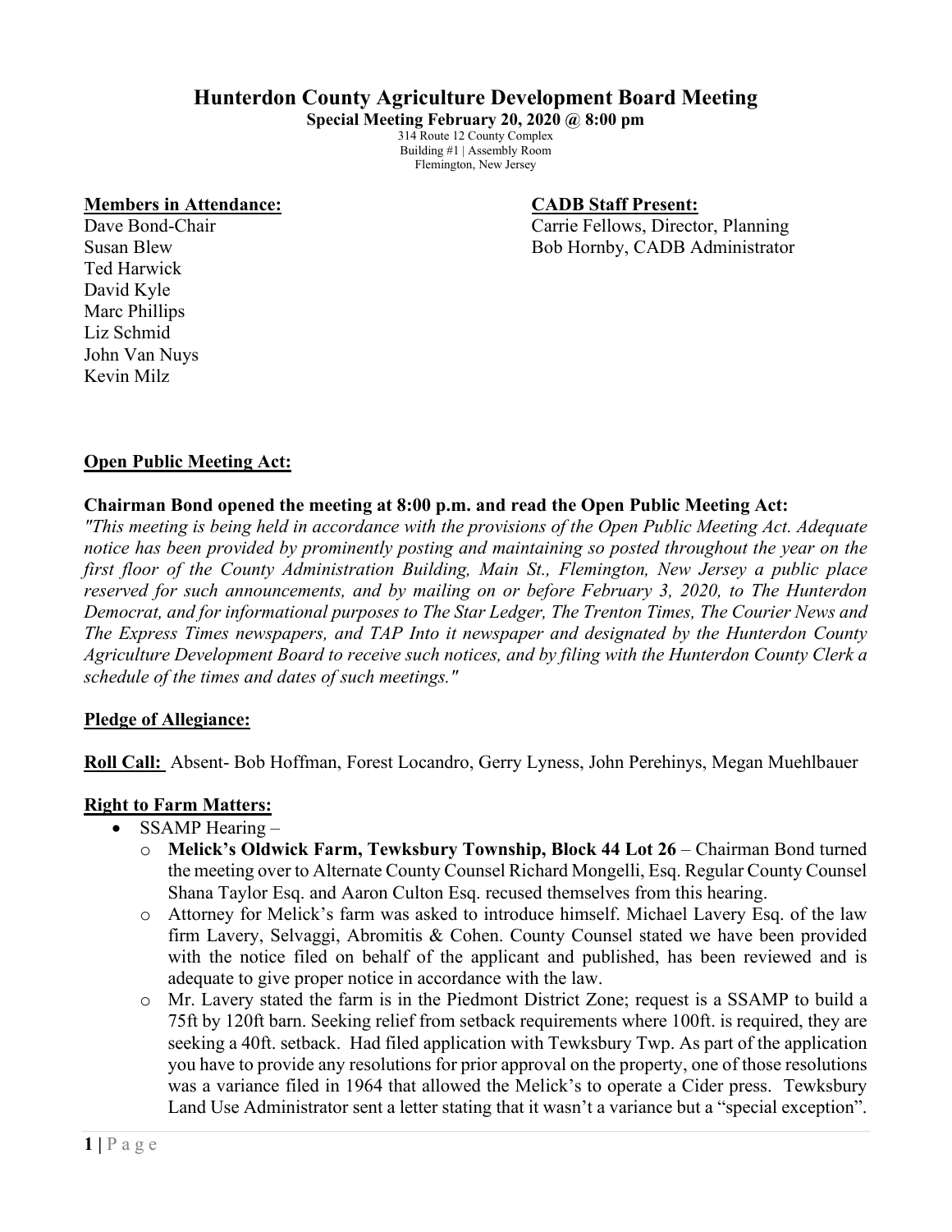# Hunterdon County Agriculture Development Board Meeting

**Special Meeting February 20, 2020 @ 8:00 pm**

314 Route 12 County Complex
Building #1 | Assembly Room
Flemington, New Jersey

**Members in Attendance:**

Dave Bond-Chair
Susan Blew
Ted Harwick
David Kyle
Marc Phillips
Liz Schmid
John Van Nuys
Kevin Milz

**CADB Staff Present:**

Carrie Fellows, Director, Planning
Bob Hornby, CADB Administrator

**Open Public Meeting Act:**

**Chairman Bond opened the meeting at 8:00 p.m. and read the Open Public Meeting Act:**

*"This meeting is being held in accordance with the provisions of the Open Public Meeting Act. Adequate notice has been provided by prominently posting and maintaining so posted throughout the year on the first floor of the County Administration Building, Main St., Flemington, New Jersey a public place reserved for such announcements, and by mailing on or before February 3, 2020, to The Hunterdon Democrat, and for informational purposes to The Star Ledger, The Trenton Times, The Courier News and The Express Times newspapers, and TAP Into it newspaper and designated by the Hunterdon County Agriculture Development Board to receive such notices, and by filing with the Hunterdon County Clerk a schedule of the times and dates of such meetings."*

**Pledge of Allegiance:**

**Roll Call:** Absent- Bob Hoffman, Forest Locandro, Gerry Lyness, John Perehinys, Megan Muehlbauer

**Right to Farm Matters:**

- SSAMP Hearing –
  - **Melick's Oldwick Farm, Tewksbury Township, Block 44 Lot 26** – Chairman Bond turned the meeting over to Alternate County Counsel Richard Mongelli, Esq. Regular County Counsel Shana Taylor Esq. and Aaron Culton Esq. recused themselves from this hearing.
  - Attorney for Melick's farm was asked to introduce himself. Michael Lavery Esq. of the law firm Lavery, Selvaggi, Abromitis & Cohen. County Counsel stated we have been provided with the notice filed on behalf of the applicant and published, has been reviewed and is adequate to give proper notice in accordance with the law.
  - Mr. Lavery stated the farm is in the Piedmont District Zone; request is a SSAMP to build a 75ft by 120ft barn. Seeking relief from setback requirements where 100ft. is required, they are seeking a 40ft. setback. Had filed application with Tewksbury Twp. As part of the application you have to provide any resolutions for prior approval on the property, one of those resolutions was a variance filed in 1964 that allowed the Melick's to operate a Cider press. Tewksbury Land Use Administrator sent a letter stating that it wasn't a variance but a "special exception".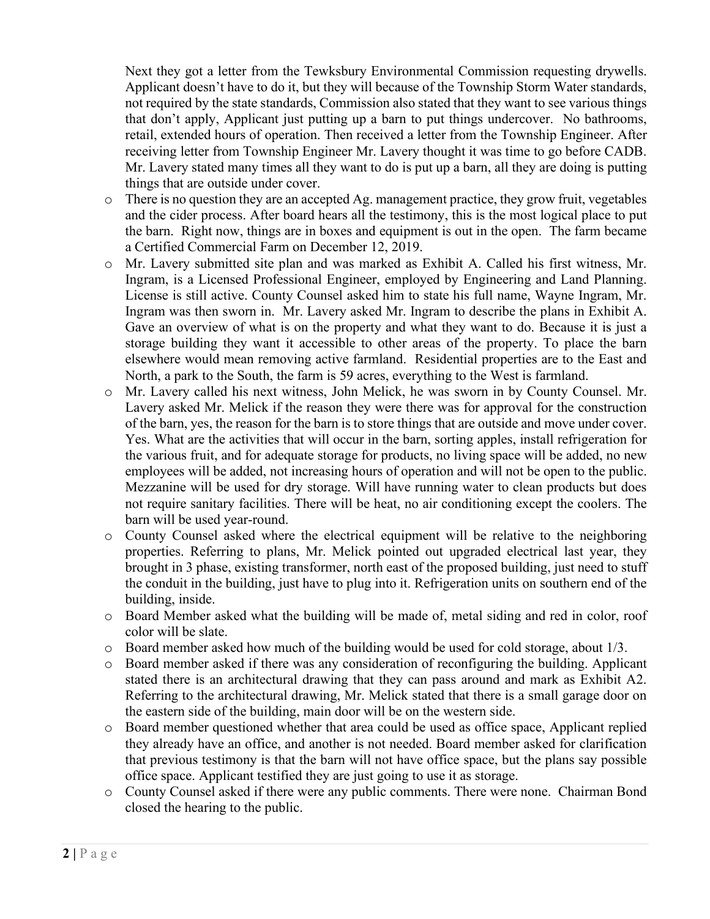Next they got a letter from the Tewksbury Environmental Commission requesting drywells. Applicant doesn't have to do it, but they will because of the Township Storm Water standards, not required by the state standards, Commission also stated that they want to see various things that don't apply, Applicant just putting up a barn to put things undercover. No bathrooms, retail, extended hours of operation. Then received a letter from the Township Engineer. After receiving letter from Township Engineer Mr. Lavery thought it was time to go before CADB. Mr. Lavery stated many times all they want to do is put up a barn, all they are doing is putting things that are outside under cover.

- There is no question they are an accepted Ag. management practice, they grow fruit, vegetables and the cider process. After board hears all the testimony, this is the most logical place to put the barn. Right now, things are in boxes and equipment is out in the open. The farm became a Certified Commercial Farm on December 12, 2019.
- Mr. Lavery submitted site plan and was marked as Exhibit A. Called his first witness, Mr. Ingram, is a Licensed Professional Engineer, employed by Engineering and Land Planning. License is still active. County Counsel asked him to state his full name, Wayne Ingram, Mr. Ingram was then sworn in. Mr. Lavery asked Mr. Ingram to describe the plans in Exhibit A. Gave an overview of what is on the property and what they want to do. Because it is just a storage building they want it accessible to other areas of the property. To place the barn elsewhere would mean removing active farmland. Residential properties are to the East and North, a park to the South, the farm is 59 acres, everything to the West is farmland.
- Mr. Lavery called his next witness, John Melick, he was sworn in by County Counsel. Mr. Lavery asked Mr. Melick if the reason they were there was for approval for the construction of the barn, yes, the reason for the barn is to store things that are outside and move under cover. Yes. What are the activities that will occur in the barn, sorting apples, install refrigeration for the various fruit, and for adequate storage for products, no living space will be added, no new employees will be added, not increasing hours of operation and will not be open to the public. Mezzanine will be used for dry storage. Will have running water to clean products but does not require sanitary facilities. There will be heat, no air conditioning except the coolers. The barn will be used year-round.
- County Counsel asked where the electrical equipment will be relative to the neighboring properties. Referring to plans, Mr. Melick pointed out upgraded electrical last year, they brought in 3 phase, existing transformer, north east of the proposed building, just need to stuff the conduit in the building, just have to plug into it. Refrigeration units on southern end of the building, inside.
- Board Member asked what the building will be made of, metal siding and red in color, roof color will be slate.
- Board member asked how much of the building would be used for cold storage, about 1/3.
- Board member asked if there was any consideration of reconfiguring the building. Applicant stated there is an architectural drawing that they can pass around and mark as Exhibit A2. Referring to the architectural drawing, Mr. Melick stated that there is a small garage door on the eastern side of the building, main door will be on the western side.
- Board member questioned whether that area could be used as office space, Applicant replied they already have an office, and another is not needed. Board member asked for clarification that previous testimony is that the barn will not have office space, but the plans say possible office space. Applicant testified they are just going to use it as storage.
- County Counsel asked if there were any public comments. There were none. Chairman Bond closed the hearing to the public.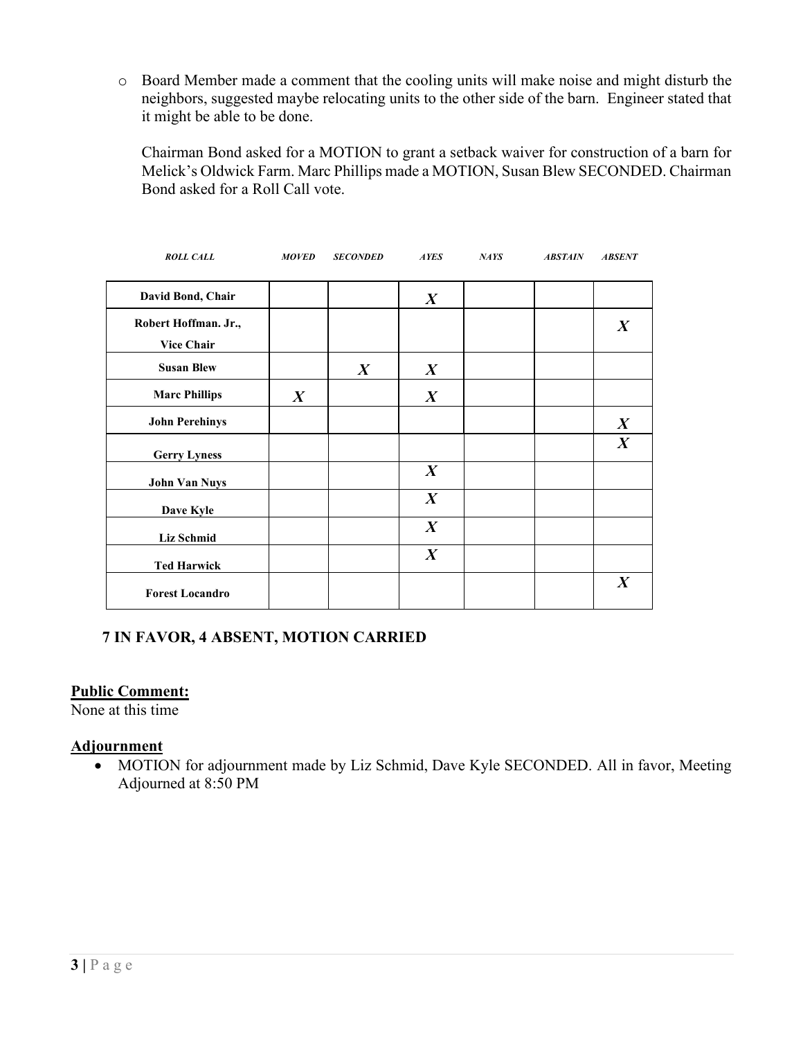- Board Member made a comment that the cooling units will make noise and might disturb the neighbors, suggested maybe relocating units to the other side of the barn. Engineer stated that it might be able to be done.

  Chairman Bond asked for a MOTION to grant a setback waiver for construction of a barn for Melick's Oldwick Farm. Marc Phillips made a MOTION, Susan Blew SECONDED. Chairman Bond asked for a Roll Call vote.

| *ROLL CALL* | *MOVED* | *SECONDED* | *AYES* | *NAYS* | *ABSTAIN* | *ABSENT* |
|---|---|---|---|---|---|---|
| **David Bond, Chair** | | | *X* | | | |
| **Robert Hoffman. Jr., Vice Chair** | | | | | | *X* |
| **Susan Blew** | | *X* | *X* | | | |
| **Marc Phillips** | *X* | | *X* | | | |
| **John Perehinys** | | | | | | *X* |
| **Gerry Lyness** | | | | | | *X* |
| **John Van Nuys** | | | *X* | | | |
| **Dave Kyle** | | | *X* | | | |
| **Liz Schmid** | | | *X* | | | |
| **Ted Harwick** | | | *X* | | | |
| **Forest Locandro** | | | | | | *X* |

**7 IN FAVOR, 4 ABSENT, MOTION CARRIED**

## Public Comment:

None at this time

## Adjournment

- MOTION for adjournment made by Liz Schmid, Dave Kyle SECONDED. All in favor, Meeting Adjourned at 8:50 PM